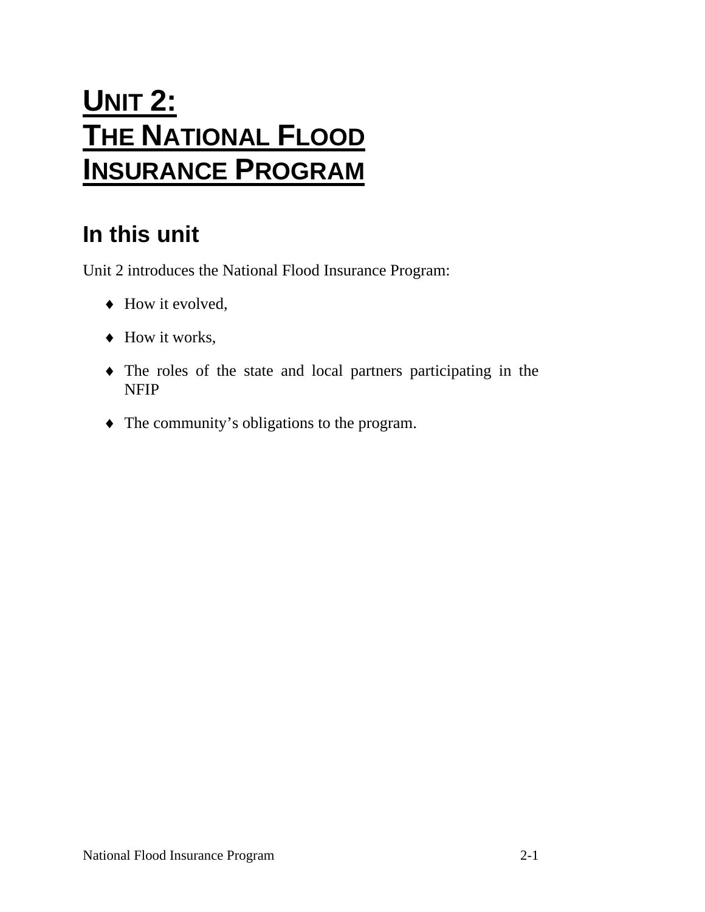# UNIT 2: THE NATIONAL FLOOD INSURANCE PROGRAM

## In this unit

Unit 2 introduces the National Flood Insurance Program:

- How it evolved,
- How it works,
- The roles of the state and local partners participating in the NFIP
- The community's obligations to the program.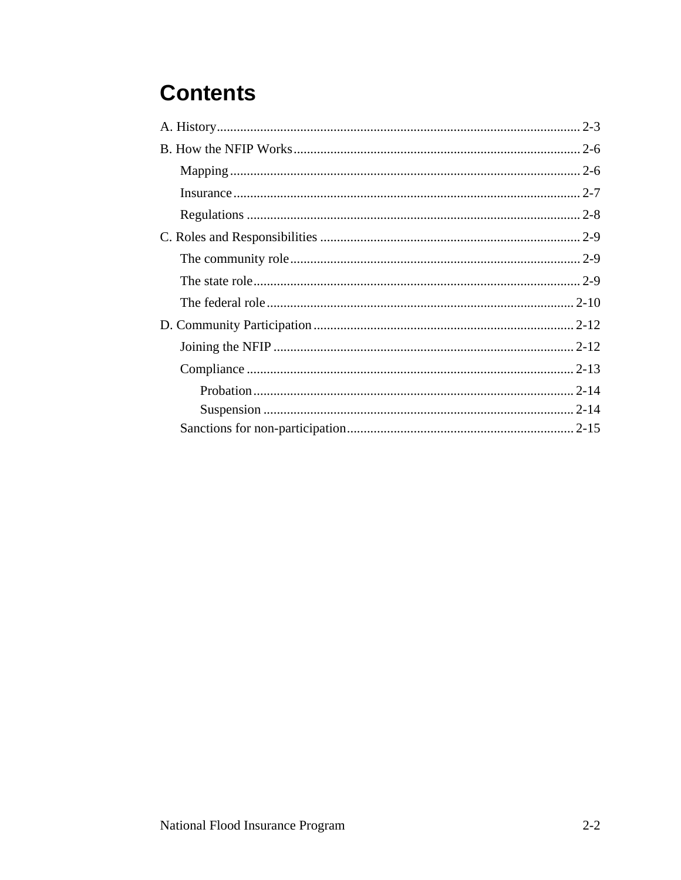# Contents

A. History ............................................................................................................. 2-3

B. How the NFIP Works ...................................................................................... 2-6

- Mapping ......................................................................................................... 2-6
- Insurance ........................................................................................................ 2-7
- Regulations .................................................................................................... 2-8

C. Roles and Responsibilities .............................................................................. 2-9

- The community role ....................................................................................... 2-9
- The state role .................................................................................................. 2-9
- The federal role ............................................................................................. 2-10

D. Community Participation .............................................................................. 2-12

- Joining the NFIP .......................................................................................... 2-12
- Compliance .................................................................................................. 2-13
  - Probation ................................................................................................. 2-14
  - Suspension ............................................................................................. 2-14
- Sanctions for non-participation.................................................................... 2-15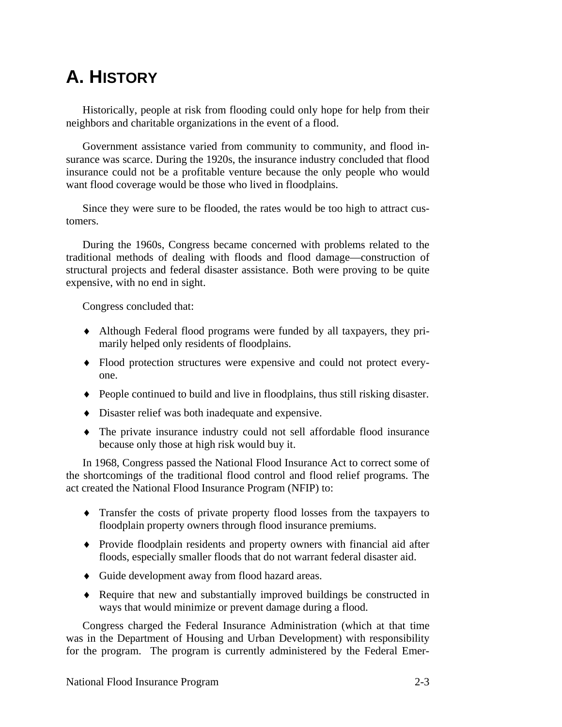# A. History

Historically, people at risk from flooding could only hope for help from their neighbors and charitable organizations in the event of a flood.

Government assistance varied from community to community, and flood insurance was scarce. During the 1920s, the insurance industry concluded that flood insurance could not be a profitable venture because the only people who would want flood coverage would be those who lived in floodplains.

Since they were sure to be flooded, the rates would be too high to attract customers.

During the 1960s, Congress became concerned with problems related to the traditional methods of dealing with floods and flood damage—construction of structural projects and federal disaster assistance. Both were proving to be quite expensive, with no end in sight.

Congress concluded that:

- Although Federal flood programs were funded by all taxpayers, they primarily helped only residents of floodplains.
- Flood protection structures were expensive and could not protect everyone.
- People continued to build and live in floodplains, thus still risking disaster.
- Disaster relief was both inadequate and expensive.
- The private insurance industry could not sell affordable flood insurance because only those at high risk would buy it.

In 1968, Congress passed the National Flood Insurance Act to correct some of the shortcomings of the traditional flood control and flood relief programs. The act created the National Flood Insurance Program (NFIP) to:

- Transfer the costs of private property flood losses from the taxpayers to floodplain property owners through flood insurance premiums.
- Provide floodplain residents and property owners with financial aid after floods, especially smaller floods that do not warrant federal disaster aid.
- Guide development away from flood hazard areas.
- Require that new and substantially improved buildings be constructed in ways that would minimize or prevent damage during a flood.

Congress charged the Federal Insurance Administration (which at that time was in the Department of Housing and Urban Development) with responsibility for the program. The program is currently administered by the Federal Emer-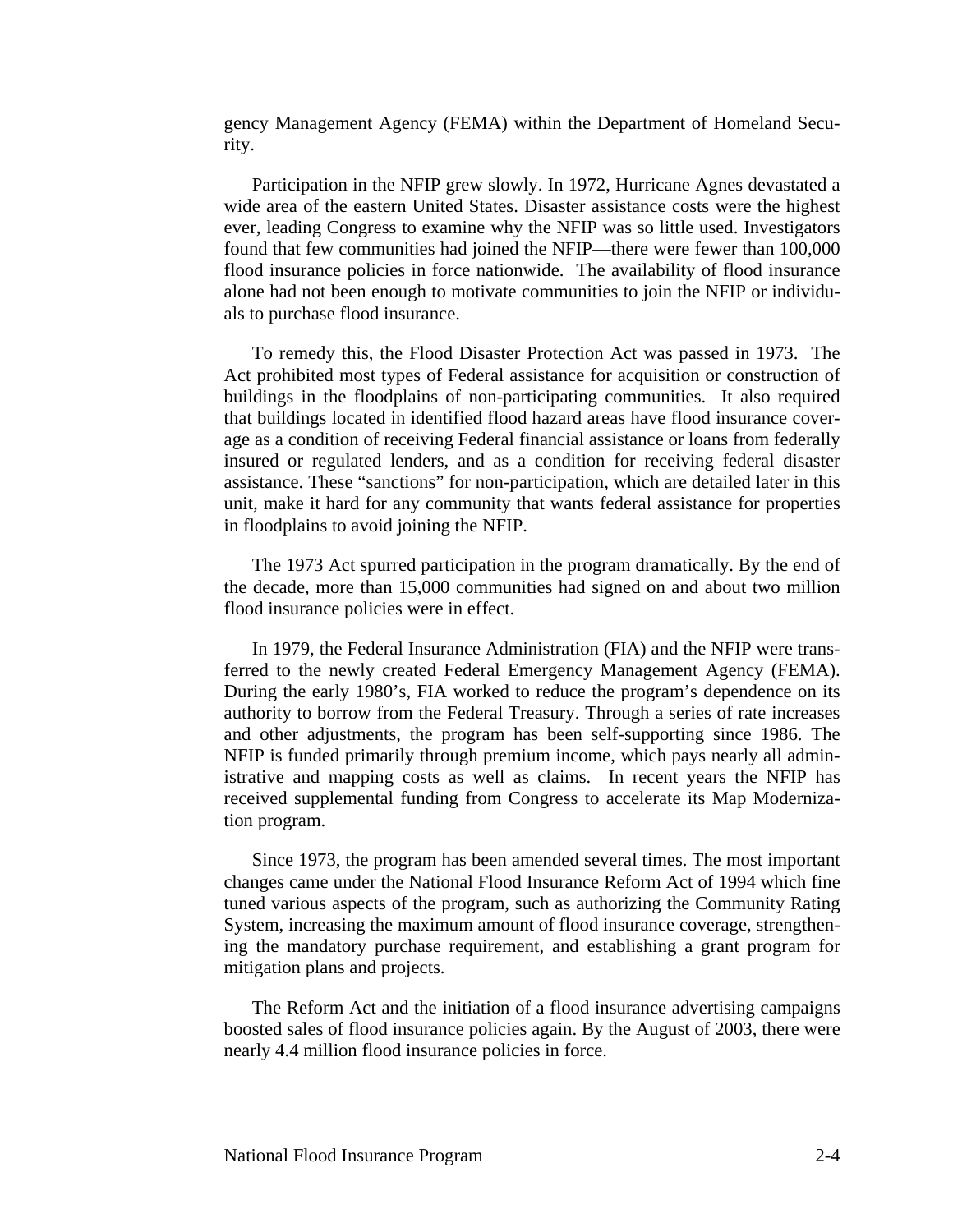gency Management Agency (FEMA) within the Department of Homeland Security.

Participation in the NFIP grew slowly. In 1972, Hurricane Agnes devastated a wide area of the eastern United States. Disaster assistance costs were the highest ever, leading Congress to examine why the NFIP was so little used. Investigators found that few communities had joined the NFIP—there were fewer than 100,000 flood insurance policies in force nationwide. The availability of flood insurance alone had not been enough to motivate communities to join the NFIP or individuals to purchase flood insurance.

To remedy this, the Flood Disaster Protection Act was passed in 1973. The Act prohibited most types of Federal assistance for acquisition or construction of buildings in the floodplains of non-participating communities. It also required that buildings located in identified flood hazard areas have flood insurance coverage as a condition of receiving Federal financial assistance or loans from federally insured or regulated lenders, and as a condition for receiving federal disaster assistance. These "sanctions" for non-participation, which are detailed later in this unit, make it hard for any community that wants federal assistance for properties in floodplains to avoid joining the NFIP.

The 1973 Act spurred participation in the program dramatically. By the end of the decade, more than 15,000 communities had signed on and about two million flood insurance policies were in effect.

In 1979, the Federal Insurance Administration (FIA) and the NFIP were transferred to the newly created Federal Emergency Management Agency (FEMA). During the early 1980's, FIA worked to reduce the program's dependence on its authority to borrow from the Federal Treasury. Through a series of rate increases and other adjustments, the program has been self-supporting since 1986. The NFIP is funded primarily through premium income, which pays nearly all administrative and mapping costs as well as claims. In recent years the NFIP has received supplemental funding from Congress to accelerate its Map Modernization program.

Since 1973, the program has been amended several times. The most important changes came under the National Flood Insurance Reform Act of 1994 which fine tuned various aspects of the program, such as authorizing the Community Rating System, increasing the maximum amount of flood insurance coverage, strengthening the mandatory purchase requirement, and establishing a grant program for mitigation plans and projects.

The Reform Act and the initiation of a flood insurance advertising campaigns boosted sales of flood insurance policies again. By the August of 2003, there were nearly 4.4 million flood insurance policies in force.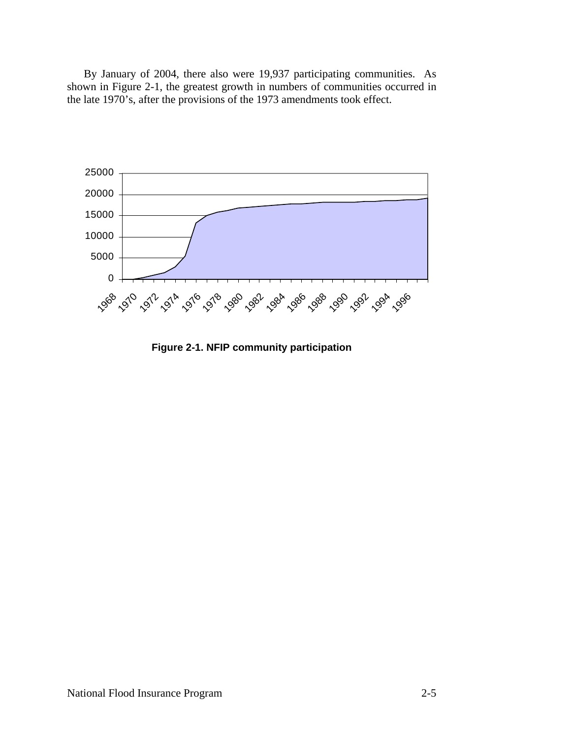By January of 2004, there also were 19,937 participating communities. As shown in Figure 2-1, the greatest growth in numbers of communities occurred in the late 1970's, after the provisions of the 1973 amendments took effect.

**Figure 2-1. NFIP community participation**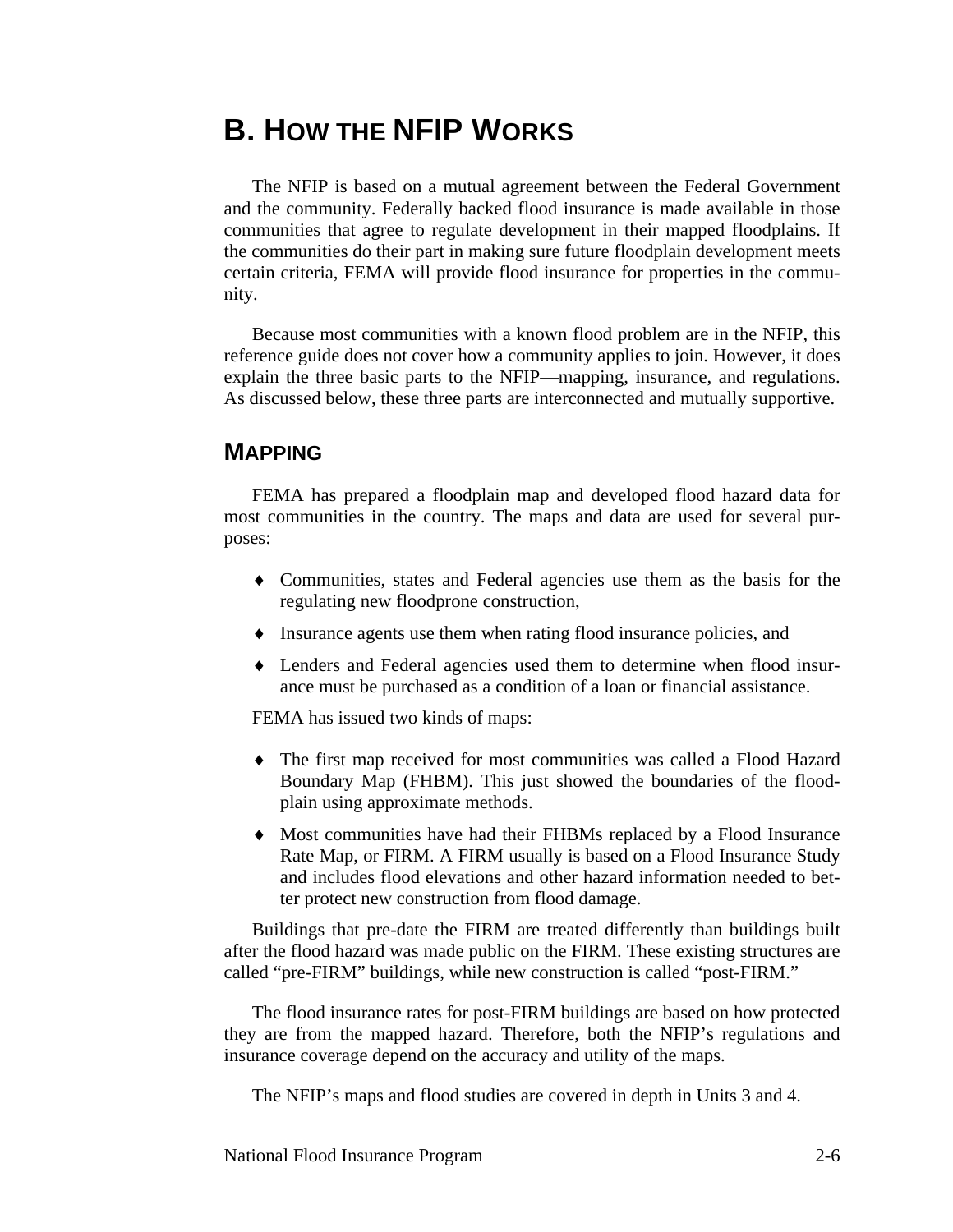# B. How the NFIP Works

The NFIP is based on a mutual agreement between the Federal Government and the community. Federally backed flood insurance is made available in those communities that agree to regulate development in their mapped floodplains. If the communities do their part in making sure future floodplain development meets certain criteria, FEMA will provide flood insurance for properties in the community.

Because most communities with a known flood problem are in the NFIP, this reference guide does not cover how a community applies to join. However, it does explain the three basic parts to the NFIP—mapping, insurance, and regulations. As discussed below, these three parts are interconnected and mutually supportive.

## Mapping

FEMA has prepared a floodplain map and developed flood hazard data for most communities in the country. The maps and data are used for several purposes:

- Communities, states and Federal agencies use them as the basis for the regulating new floodprone construction,
- Insurance agents use them when rating flood insurance policies, and
- Lenders and Federal agencies used them to determine when flood insurance must be purchased as a condition of a loan or financial assistance.

FEMA has issued two kinds of maps:

- The first map received for most communities was called a Flood Hazard Boundary Map (FHBM). This just showed the boundaries of the floodplain using approximate methods.
- Most communities have had their FHBMs replaced by a Flood Insurance Rate Map, or FIRM. A FIRM usually is based on a Flood Insurance Study and includes flood elevations and other hazard information needed to better protect new construction from flood damage.

Buildings that pre-date the FIRM are treated differently than buildings built after the flood hazard was made public on the FIRM. These existing structures are called "pre-FIRM" buildings, while new construction is called "post-FIRM."

The flood insurance rates for post-FIRM buildings are based on how protected they are from the mapped hazard. Therefore, both the NFIP's regulations and insurance coverage depend on the accuracy and utility of the maps.

The NFIP's maps and flood studies are covered in depth in Units 3 and 4.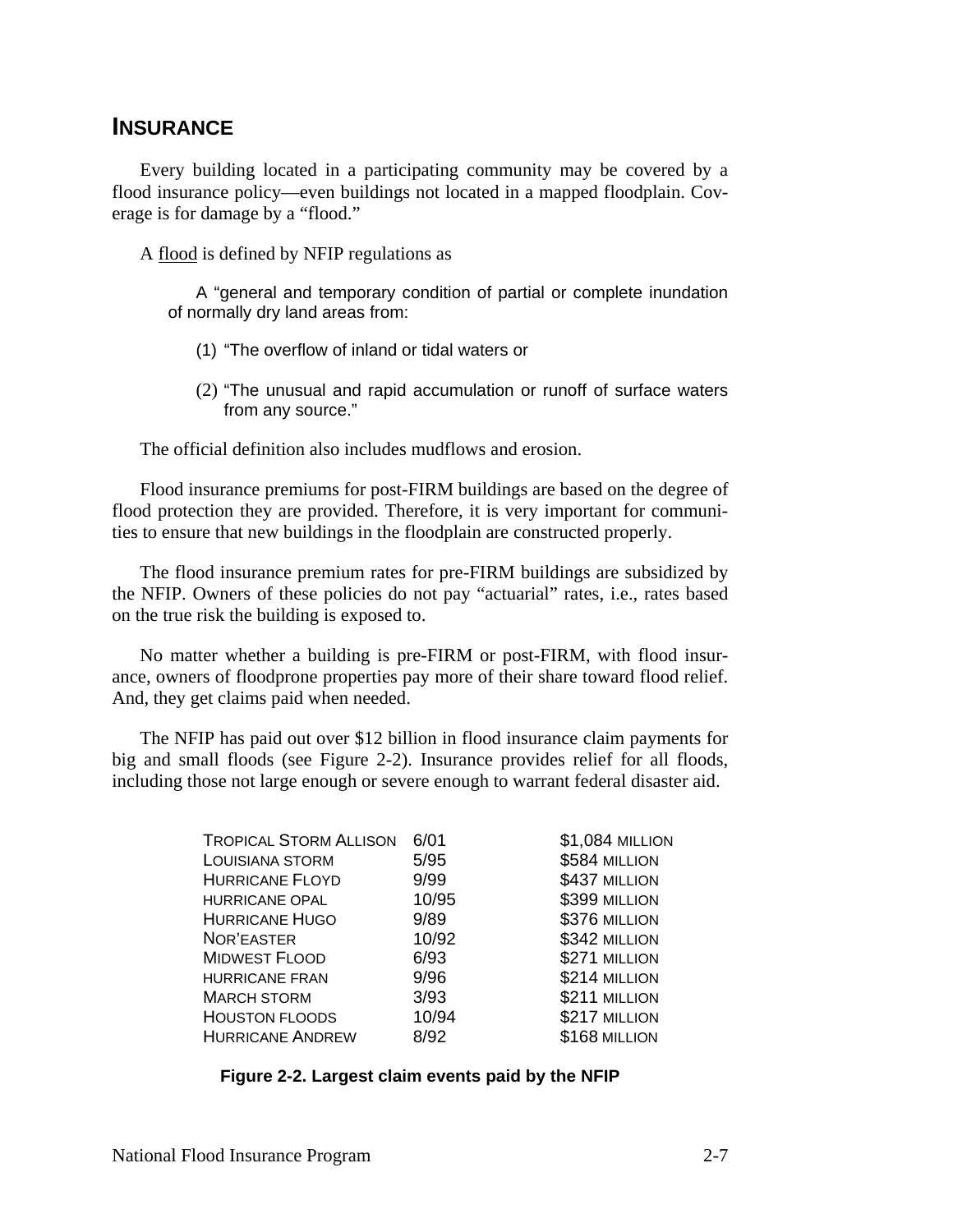## INSURANCE

Every building located in a participating community may be covered by a flood insurance policy—even buildings not located in a mapped floodplain. Coverage is for damage by a "flood."

A flood is defined by NFIP regulations as

> A "general and temporary condition of partial or complete inundation of normally dry land areas from:
>
> (1) "The overflow of inland or tidal waters or
>
> (2) "The unusual and rapid accumulation or runoff of surface waters from any source."

The official definition also includes mudflows and erosion.

Flood insurance premiums for post-FIRM buildings are based on the degree of flood protection they are provided. Therefore, it is very important for communities to ensure that new buildings in the floodplain are constructed properly.

The flood insurance premium rates for pre-FIRM buildings are subsidized by the NFIP. Owners of these policies do not pay "actuarial" rates, i.e., rates based on the true risk the building is exposed to.

No matter whether a building is pre-FIRM or post-FIRM, with flood insurance, owners of floodprone properties pay more of their share toward flood relief. And, they get claims paid when needed.

The NFIP has paid out over $12 billion in flood insurance claim payments for big and small floods (see Figure 2-2). Insurance provides relief for all floods, including those not large enough or severe enough to warrant federal disaster aid.

| | | |
|---|---|---|
| Tropical Storm Allison | 6/01 | $1,084 million |
| Louisiana storm | 5/95 | $584 million |
| Hurricane Floyd | 9/99 | $437 million |
| hurricane opal | 10/95 | $399 million |
| Hurricane Hugo | 9/89 | $376 million |
| Nor'easter | 10/92 | $342 million |
| Midwest Flood | 6/93 | $271 million |
| hurricane fran | 9/96 | $214 million |
| March storm | 3/93 | $211 million |
| Houston floods | 10/94 | $217 million |
| Hurricane Andrew | 8/92 | $168 million |

**Figure 2-2. Largest claim events paid by the NFIP**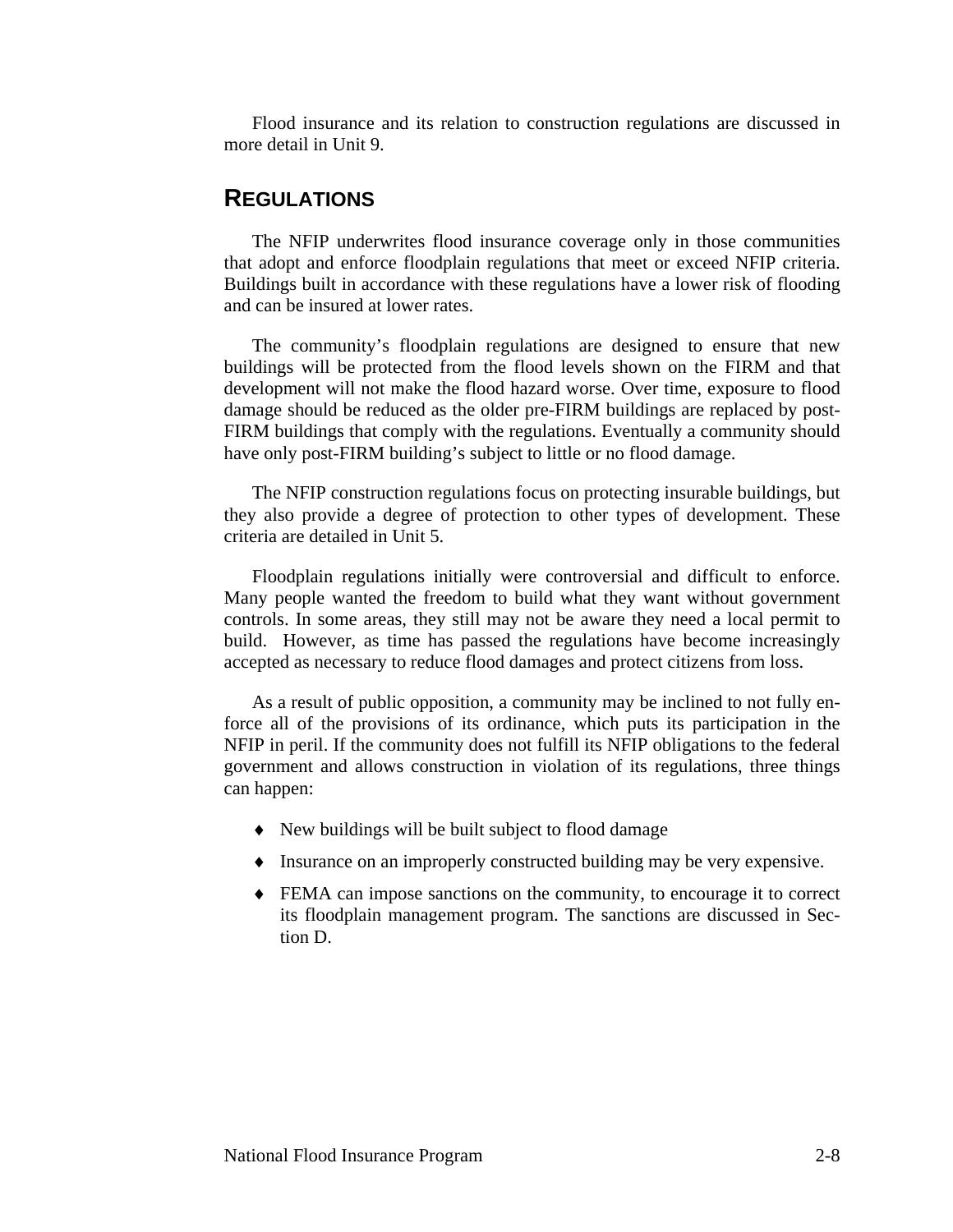Flood insurance and its relation to construction regulations are discussed in more detail in Unit 9.

## REGULATIONS

The NFIP underwrites flood insurance coverage only in those communities that adopt and enforce floodplain regulations that meet or exceed NFIP criteria. Buildings built in accordance with these regulations have a lower risk of flooding and can be insured at lower rates.

The community's floodplain regulations are designed to ensure that new buildings will be protected from the flood levels shown on the FIRM and that development will not make the flood hazard worse. Over time, exposure to flood damage should be reduced as the older pre-FIRM buildings are replaced by post-FIRM buildings that comply with the regulations. Eventually a community should have only post-FIRM building's subject to little or no flood damage.

The NFIP construction regulations focus on protecting insurable buildings, but they also provide a degree of protection to other types of development. These criteria are detailed in Unit 5.

Floodplain regulations initially were controversial and difficult to enforce. Many people wanted the freedom to build what they want without government controls. In some areas, they still may not be aware they need a local permit to build. However, as time has passed the regulations have become increasingly accepted as necessary to reduce flood damages and protect citizens from loss.

As a result of public opposition, a community may be inclined to not fully enforce all of the provisions of its ordinance, which puts its participation in the NFIP in peril. If the community does not fulfill its NFIP obligations to the federal government and allows construction in violation of its regulations, three things can happen:

- New buildings will be built subject to flood damage
- Insurance on an improperly constructed building may be very expensive.
- FEMA can impose sanctions on the community, to encourage it to correct its floodplain management program. The sanctions are discussed in Section D.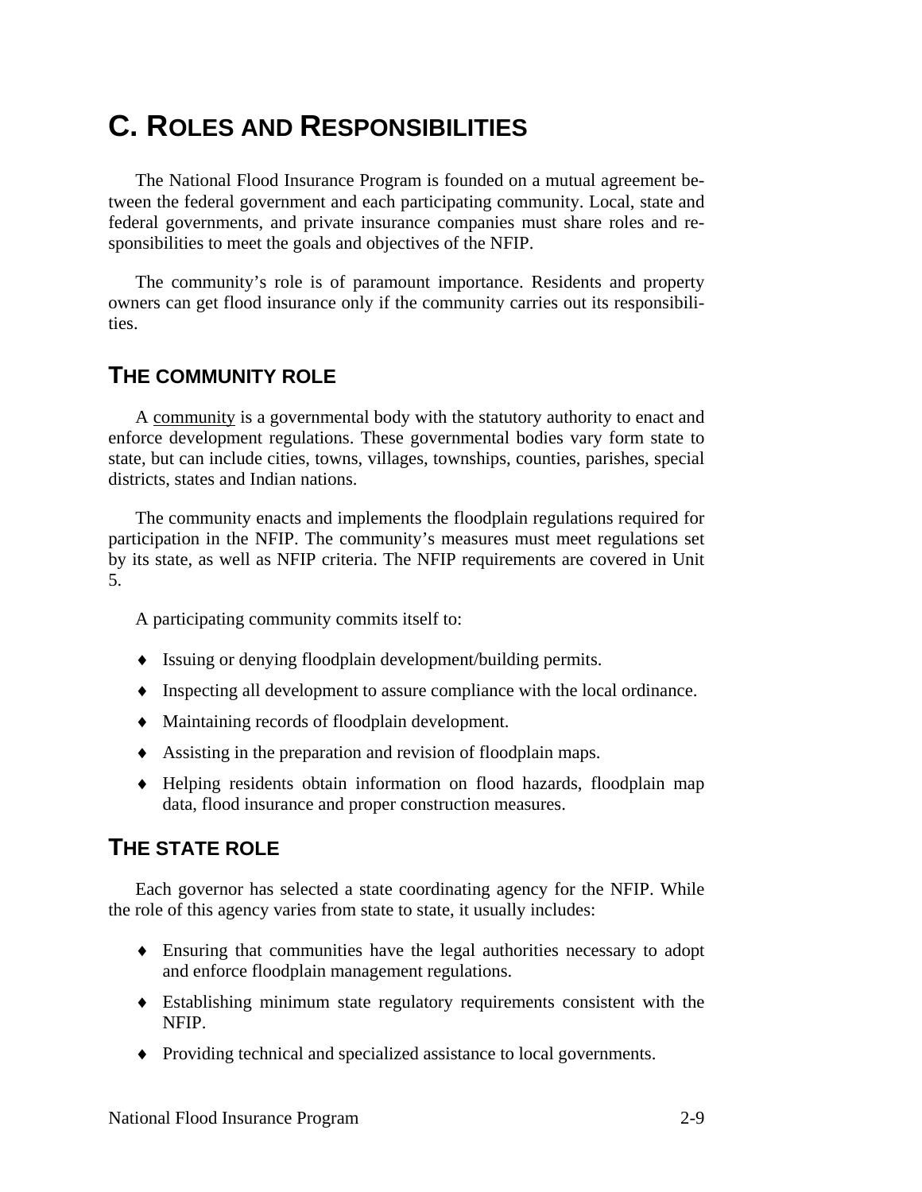# C. Roles and Responsibilities

The National Flood Insurance Program is founded on a mutual agreement between the federal government and each participating community. Local, state and federal governments, and private insurance companies must share roles and responsibilities to meet the goals and objectives of the NFIP.

The community's role is of paramount importance. Residents and property owners can get flood insurance only if the community carries out its responsibilities.

## The Community Role

A community is a governmental body with the statutory authority to enact and enforce development regulations. These governmental bodies vary form state to state, but can include cities, towns, villages, townships, counties, parishes, special districts, states and Indian nations.

The community enacts and implements the floodplain regulations required for participation in the NFIP. The community's measures must meet regulations set by its state, as well as NFIP criteria. The NFIP requirements are covered in Unit 5.

A participating community commits itself to:

- Issuing or denying floodplain development/building permits.
- Inspecting all development to assure compliance with the local ordinance.
- Maintaining records of floodplain development.
- Assisting in the preparation and revision of floodplain maps.
- Helping residents obtain information on flood hazards, floodplain map data, flood insurance and proper construction measures.

## The State Role

Each governor has selected a state coordinating agency for the NFIP. While the role of this agency varies from state to state, it usually includes:

- Ensuring that communities have the legal authorities necessary to adopt and enforce floodplain management regulations.
- Establishing minimum state regulatory requirements consistent with the NFIP.
- Providing technical and specialized assistance to local governments.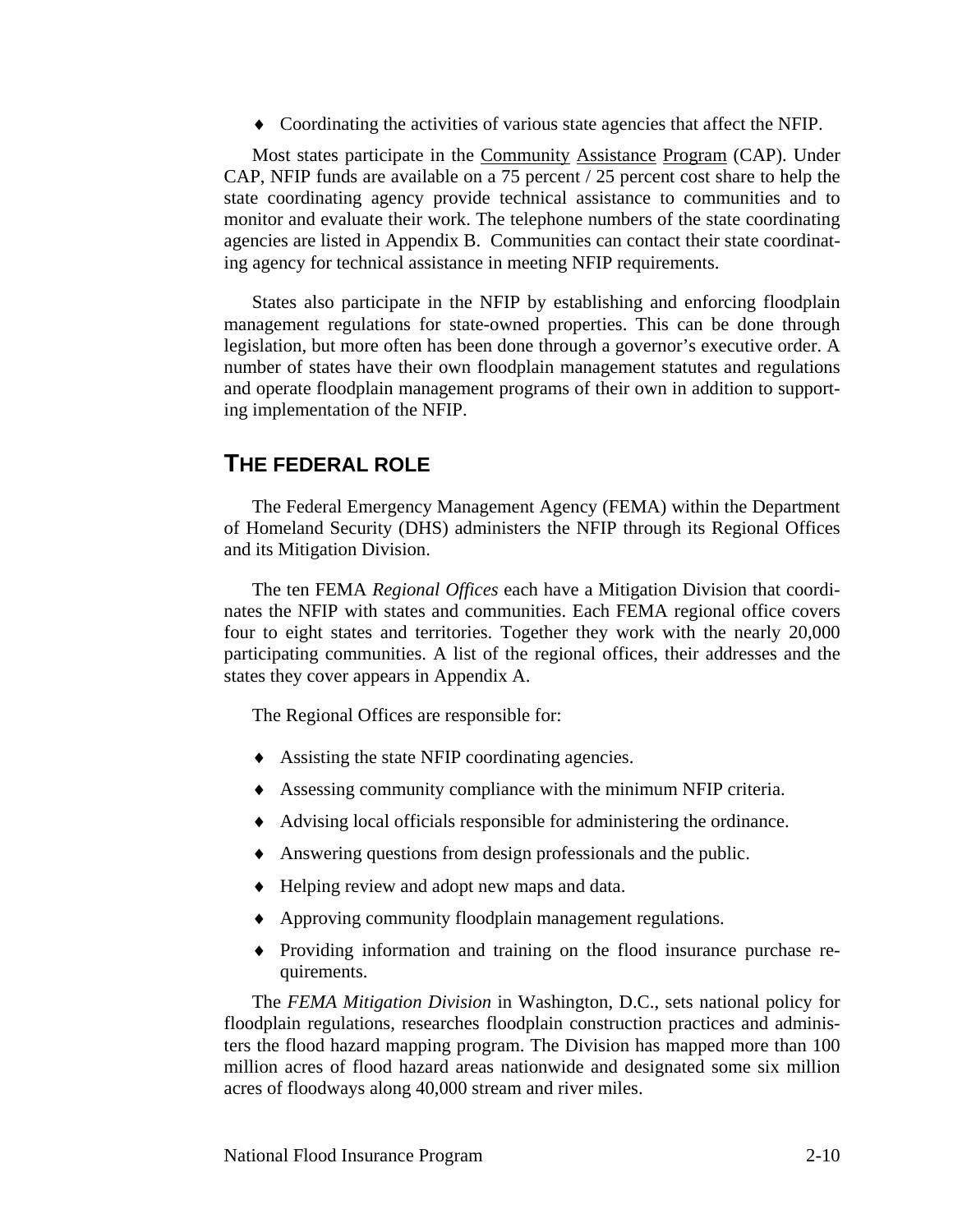- Coordinating the activities of various state agencies that affect the NFIP.

Most states participate in the Community Assistance Program (CAP). Under CAP, NFIP funds are available on a 75 percent / 25 percent cost share to help the state coordinating agency provide technical assistance to communities and to monitor and evaluate their work. The telephone numbers of the state coordinating agencies are listed in Appendix B. Communities can contact their state coordinating agency for technical assistance in meeting NFIP requirements.

States also participate in the NFIP by establishing and enforcing floodplain management regulations for state-owned properties. This can be done through legislation, but more often has been done through a governor's executive order. A number of states have their own floodplain management statutes and regulations and operate floodplain management programs of their own in addition to supporting implementation of the NFIP.

## THE FEDERAL ROLE

The Federal Emergency Management Agency (FEMA) within the Department of Homeland Security (DHS) administers the NFIP through its Regional Offices and its Mitigation Division.

The ten FEMA *Regional Offices* each have a Mitigation Division that coordinates the NFIP with states and communities. Each FEMA regional office covers four to eight states and territories. Together they work with the nearly 20,000 participating communities. A list of the regional offices, their addresses and the states they cover appears in Appendix A.

The Regional Offices are responsible for:

- Assisting the state NFIP coordinating agencies.
- Assessing community compliance with the minimum NFIP criteria.
- Advising local officials responsible for administering the ordinance.
- Answering questions from design professionals and the public.
- Helping review and adopt new maps and data.
- Approving community floodplain management regulations.
- Providing information and training on the flood insurance purchase requirements.

The *FEMA Mitigation Division* in Washington, D.C., sets national policy for floodplain regulations, researches floodplain construction practices and administers the flood hazard mapping program. The Division has mapped more than 100 million acres of flood hazard areas nationwide and designated some six million acres of floodways along 40,000 stream and river miles.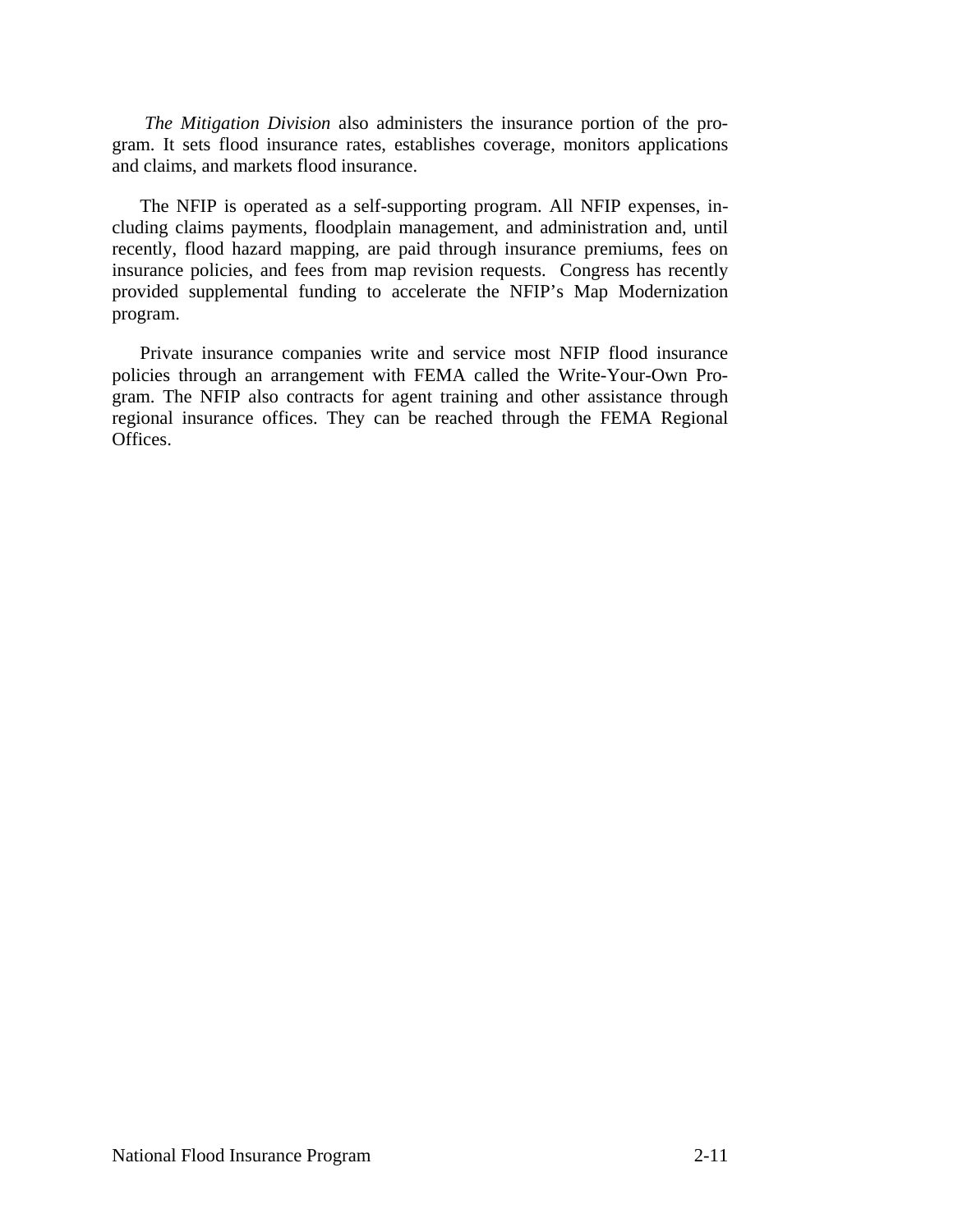*The Mitigation Division* also administers the insurance portion of the program. It sets flood insurance rates, establishes coverage, monitors applications and claims, and markets flood insurance.

The NFIP is operated as a self-supporting program. All NFIP expenses, including claims payments, floodplain management, and administration and, until recently, flood hazard mapping, are paid through insurance premiums, fees on insurance policies, and fees from map revision requests. Congress has recently provided supplemental funding to accelerate the NFIP's Map Modernization program.

Private insurance companies write and service most NFIP flood insurance policies through an arrangement with FEMA called the Write-Your-Own Program. The NFIP also contracts for agent training and other assistance through regional insurance offices. They can be reached through the FEMA Regional Offices.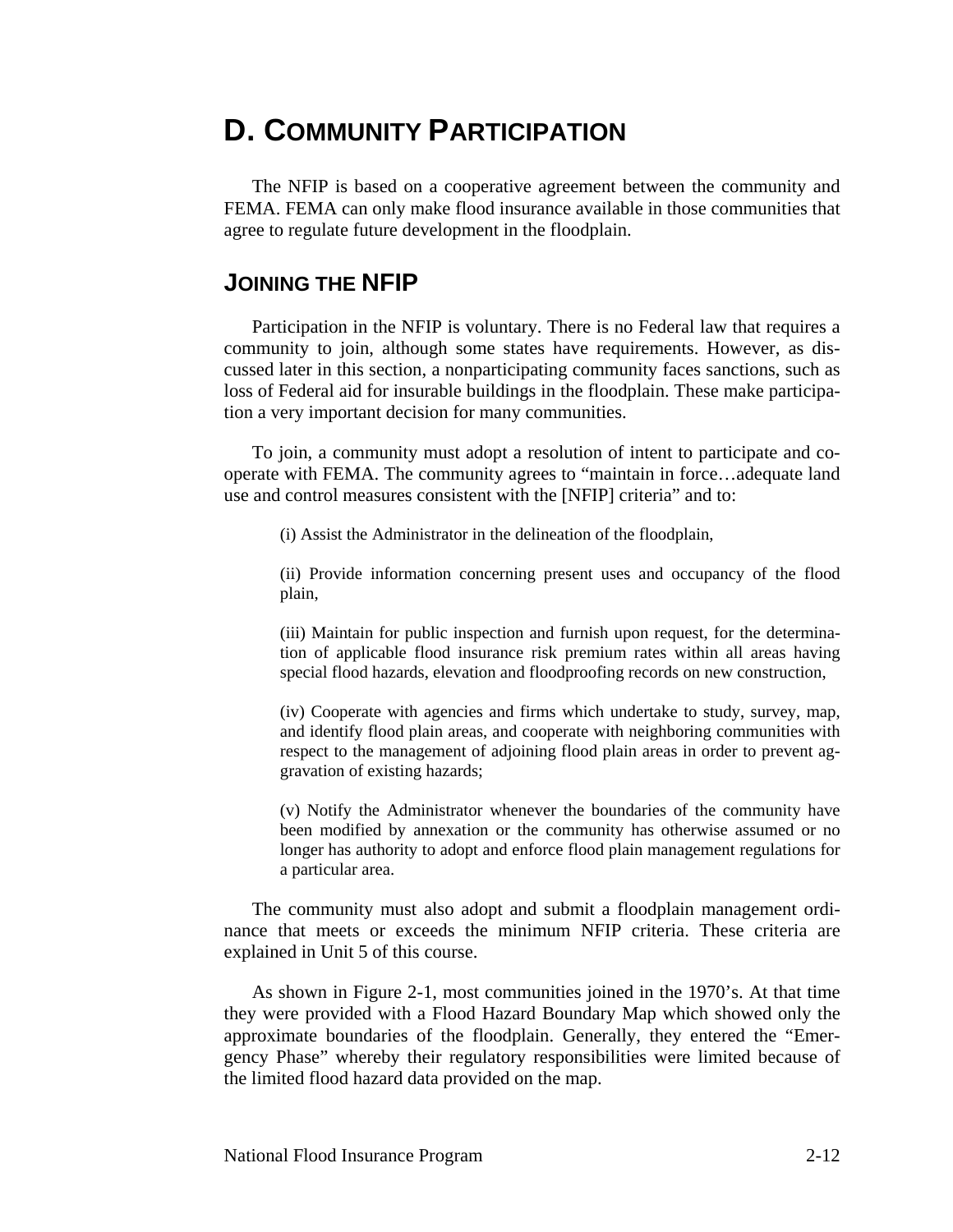# D. Community Participation

The NFIP is based on a cooperative agreement between the community and FEMA. FEMA can only make flood insurance available in those communities that agree to regulate future development in the floodplain.

## Joining the NFIP

Participation in the NFIP is voluntary. There is no Federal law that requires a community to join, although some states have requirements. However, as discussed later in this section, a nonparticipating community faces sanctions, such as loss of Federal aid for insurable buildings in the floodplain. These make participation a very important decision for many communities.

To join, a community must adopt a resolution of intent to participate and cooperate with FEMA. The community agrees to "maintain in force…adequate land use and control measures consistent with the [NFIP] criteria" and to:

> (i) Assist the Administrator in the delineation of the floodplain,
>
> (ii) Provide information concerning present uses and occupancy of the flood plain,
>
> (iii) Maintain for public inspection and furnish upon request, for the determination of applicable flood insurance risk premium rates within all areas having special flood hazards, elevation and floodproofing records on new construction,
>
> (iv) Cooperate with agencies and firms which undertake to study, survey, map, and identify flood plain areas, and cooperate with neighboring communities with respect to the management of adjoining flood plain areas in order to prevent aggravation of existing hazards;
>
> (v) Notify the Administrator whenever the boundaries of the community have been modified by annexation or the community has otherwise assumed or no longer has authority to adopt and enforce flood plain management regulations for a particular area.

The community must also adopt and submit a floodplain management ordinance that meets or exceeds the minimum NFIP criteria. These criteria are explained in Unit 5 of this course.

As shown in Figure 2-1, most communities joined in the 1970's. At that time they were provided with a Flood Hazard Boundary Map which showed only the approximate boundaries of the floodplain. Generally, they entered the "Emergency Phase" whereby their regulatory responsibilities were limited because of the limited flood hazard data provided on the map.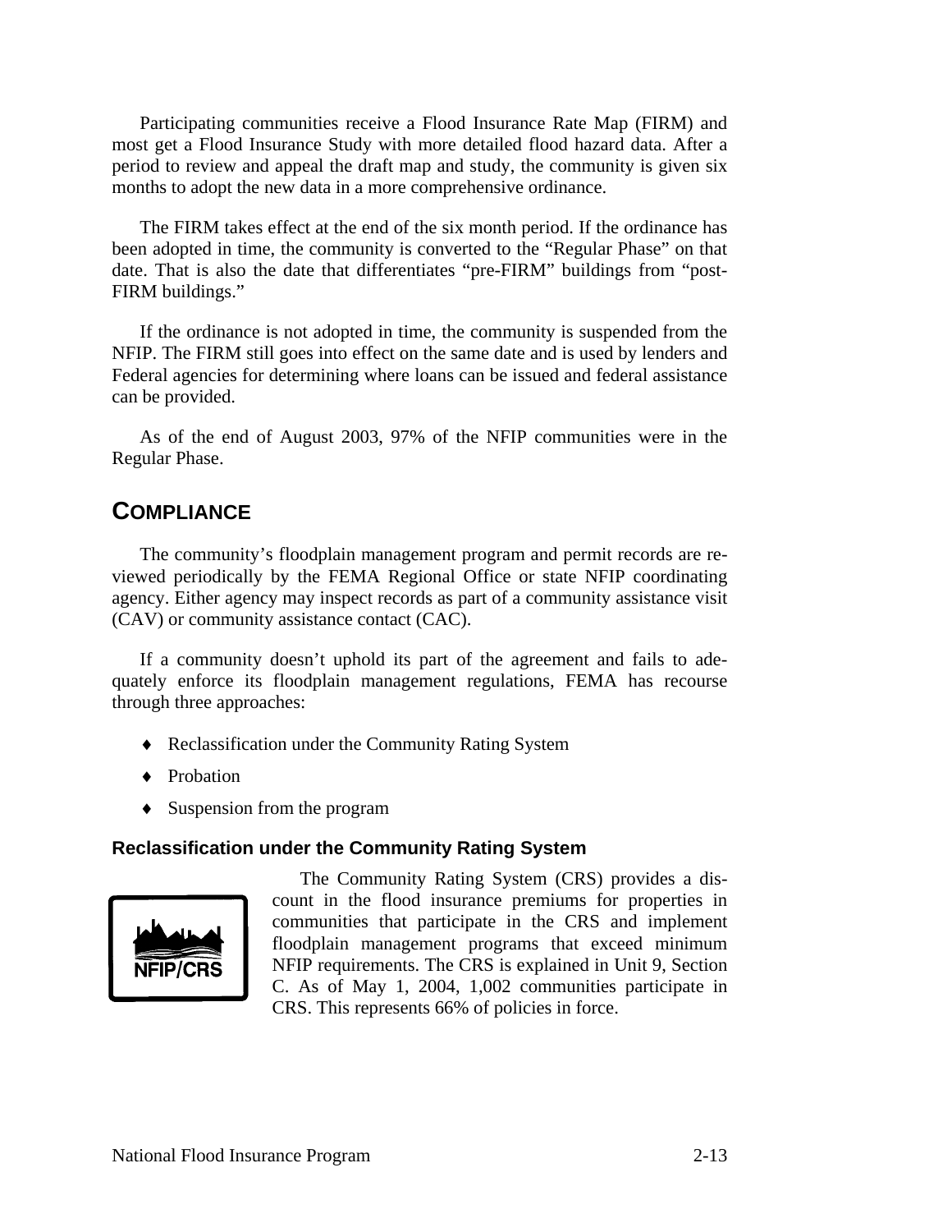Participating communities receive a Flood Insurance Rate Map (FIRM) and most get a Flood Insurance Study with more detailed flood hazard data. After a period to review and appeal the draft map and study, the community is given six months to adopt the new data in a more comprehensive ordinance.

The FIRM takes effect at the end of the six month period. If the ordinance has been adopted in time, the community is converted to the "Regular Phase" on that date. That is also the date that differentiates "pre-FIRM" buildings from "post-FIRM buildings."

If the ordinance is not adopted in time, the community is suspended from the NFIP. The FIRM still goes into effect on the same date and is used by lenders and Federal agencies for determining where loans can be issued and federal assistance can be provided.

As of the end of August 2003, 97% of the NFIP communities were in the Regular Phase.

## COMPLIANCE

The community's floodplain management program and permit records are reviewed periodically by the FEMA Regional Office or state NFIP coordinating agency. Either agency may inspect records as part of a community assistance visit (CAV) or community assistance contact (CAC).

If a community doesn't uphold its part of the agreement and fails to adequately enforce its floodplain management regulations, FEMA has recourse through three approaches:

- Reclassification under the Community Rating System
- Probation
- Suspension from the program

### Reclassification under the Community Rating System

NFIP/CRS

The Community Rating System (CRS) provides a discount in the flood insurance premiums for properties in communities that participate in the CRS and implement floodplain management programs that exceed minimum NFIP requirements. The CRS is explained in Unit 9, Section C. As of May 1, 2004, 1,002 communities participate in CRS. This represents 66% of policies in force.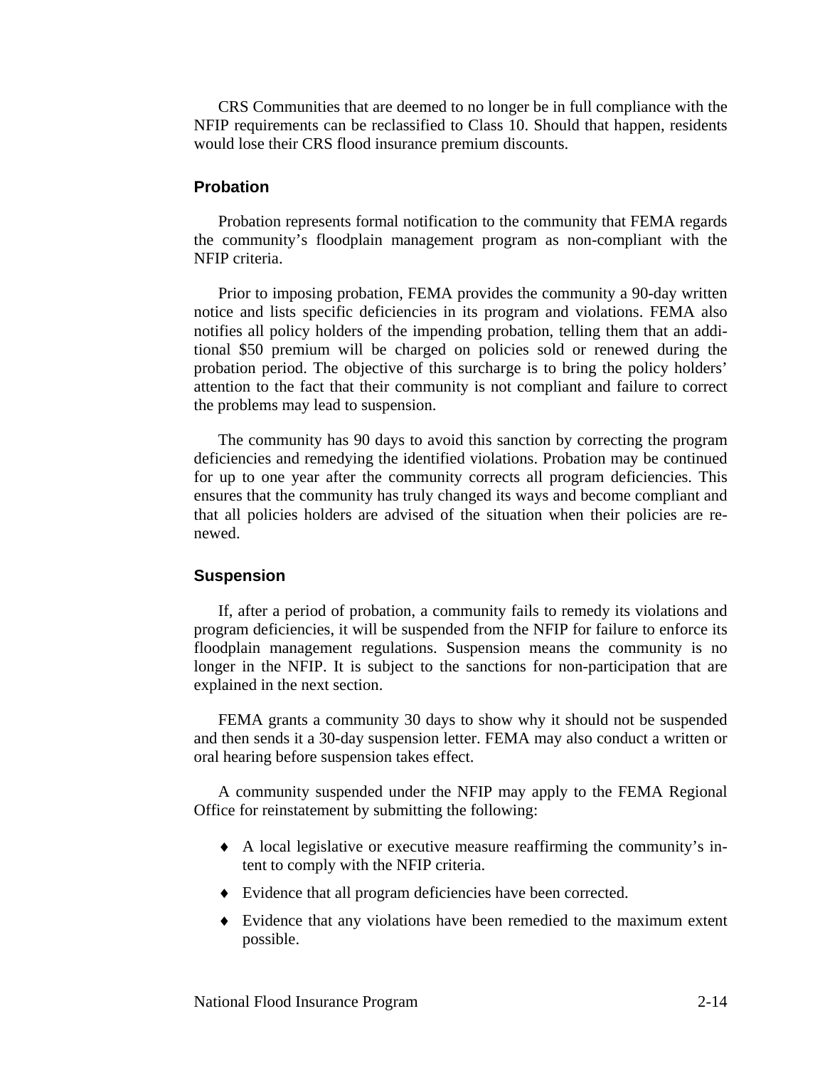CRS Communities that are deemed to no longer be in full compliance with the NFIP requirements can be reclassified to Class 10. Should that happen, residents would lose their CRS flood insurance premium discounts.

### Probation

Probation represents formal notification to the community that FEMA regards the community's floodplain management program as non-compliant with the NFIP criteria.

Prior to imposing probation, FEMA provides the community a 90-day written notice and lists specific deficiencies in its program and violations. FEMA also notifies all policy holders of the impending probation, telling them that an additional $50 premium will be charged on policies sold or renewed during the probation period. The objective of this surcharge is to bring the policy holders' attention to the fact that their community is not compliant and failure to correct the problems may lead to suspension.

The community has 90 days to avoid this sanction by correcting the program deficiencies and remedying the identified violations. Probation may be continued for up to one year after the community corrects all program deficiencies. This ensures that the community has truly changed its ways and become compliant and that all policies holders are advised of the situation when their policies are renewed.

### Suspension

If, after a period of probation, a community fails to remedy its violations and program deficiencies, it will be suspended from the NFIP for failure to enforce its floodplain management regulations. Suspension means the community is no longer in the NFIP. It is subject to the sanctions for non-participation that are explained in the next section.

FEMA grants a community 30 days to show why it should not be suspended and then sends it a 30-day suspension letter. FEMA may also conduct a written or oral hearing before suspension takes effect.

A community suspended under the NFIP may apply to the FEMA Regional Office for reinstatement by submitting the following:

- A local legislative or executive measure reaffirming the community's intent to comply with the NFIP criteria.
- Evidence that all program deficiencies have been corrected.
- Evidence that any violations have been remedied to the maximum extent possible.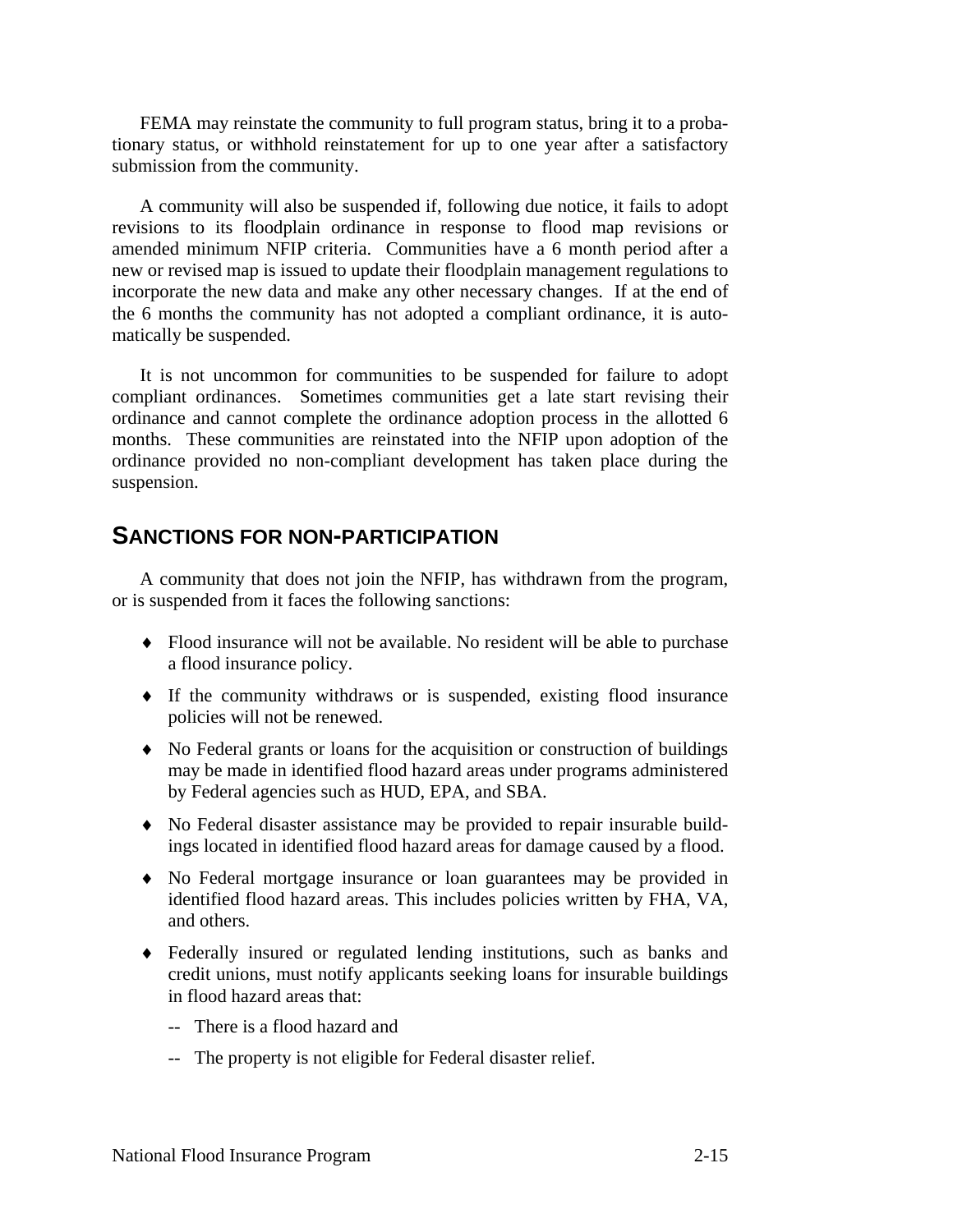FEMA may reinstate the community to full program status, bring it to a probationary status, or withhold reinstatement for up to one year after a satisfactory submission from the community.

A community will also be suspended if, following due notice, it fails to adopt revisions to its floodplain ordinance in response to flood map revisions or amended minimum NFIP criteria. Communities have a 6 month period after a new or revised map is issued to update their floodplain management regulations to incorporate the new data and make any other necessary changes. If at the end of the 6 months the community has not adopted a compliant ordinance, it is automatically be suspended.

It is not uncommon for communities to be suspended for failure to adopt compliant ordinances. Sometimes communities get a late start revising their ordinance and cannot complete the ordinance adoption process in the allotted 6 months. These communities are reinstated into the NFIP upon adoption of the ordinance provided no non-compliant development has taken place during the suspension.

## SANCTIONS FOR NON-PARTICIPATION

A community that does not join the NFIP, has withdrawn from the program, or is suspended from it faces the following sanctions:

- Flood insurance will not be available. No resident will be able to purchase a flood insurance policy.
- If the community withdraws or is suspended, existing flood insurance policies will not be renewed.
- No Federal grants or loans for the acquisition or construction of buildings may be made in identified flood hazard areas under programs administered by Federal agencies such as HUD, EPA, and SBA.
- No Federal disaster assistance may be provided to repair insurable buildings located in identified flood hazard areas for damage caused by a flood.
- No Federal mortgage insurance or loan guarantees may be provided in identified flood hazard areas. This includes policies written by FHA, VA, and others.
- Federally insured or regulated lending institutions, such as banks and credit unions, must notify applicants seeking loans for insurable buildings in flood hazard areas that:
  - -- There is a flood hazard and
  - -- The property is not eligible for Federal disaster relief.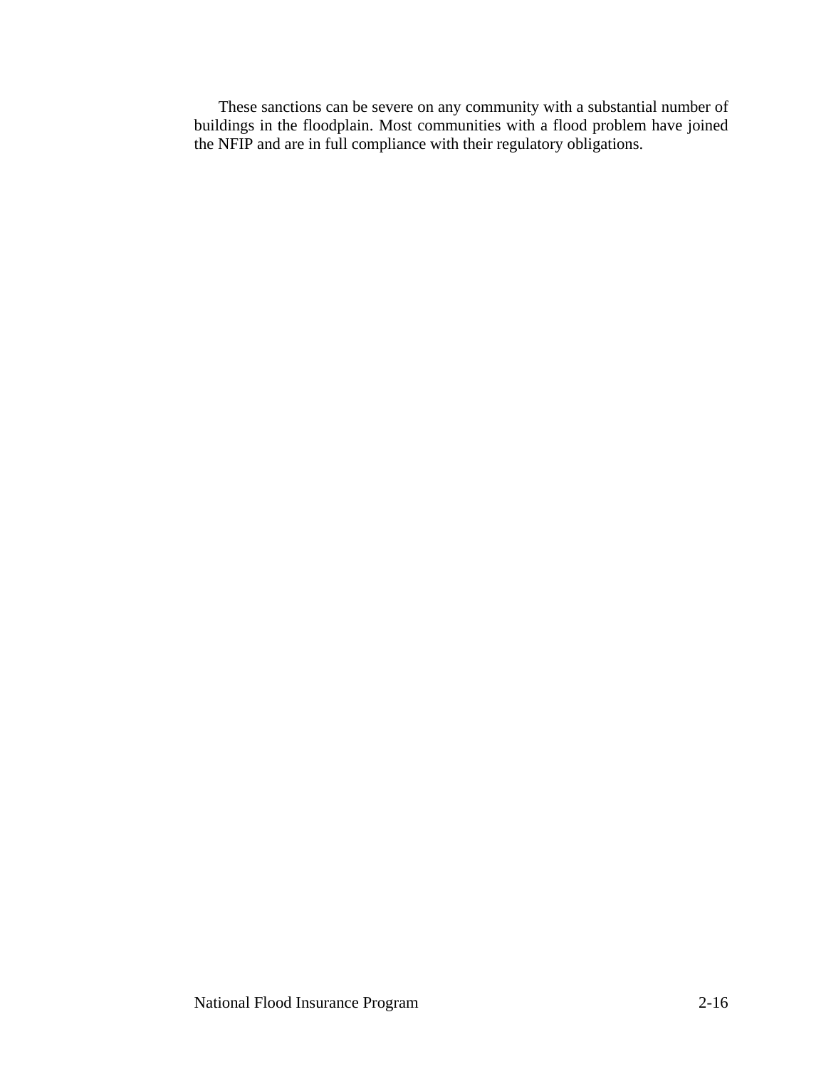These sanctions can be severe on any community with a substantial number of buildings in the floodplain. Most communities with a flood problem have joined the NFIP and are in full compliance with their regulatory obligations.